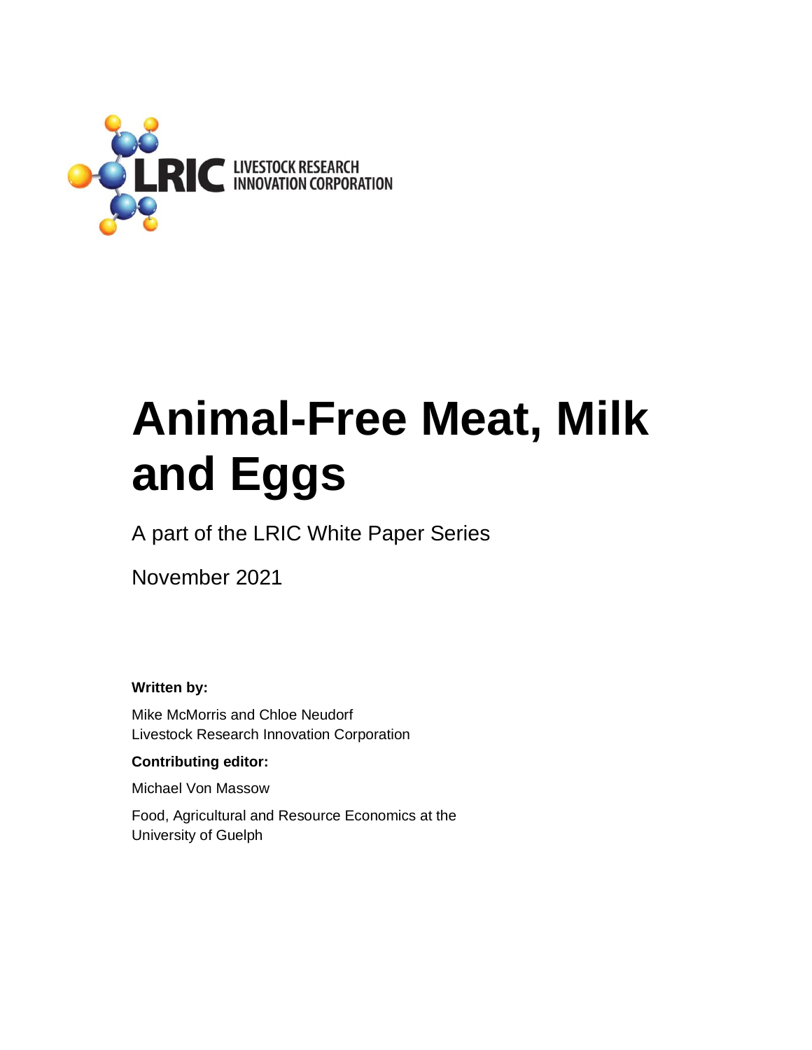LRIC LIVESTOCK RESEARCH INNOVATION CORPORATION

# Animal-Free Meat, Milk and Eggs

A part of the LRIC White Paper Series

November 2021

**Written by:**

Mike McMorris and Chloe Neudorf
Livestock Research Innovation Corporation

**Contributing editor:**

Michael Von Massow

Food, Agricultural and Resource Economics at the University of Guelph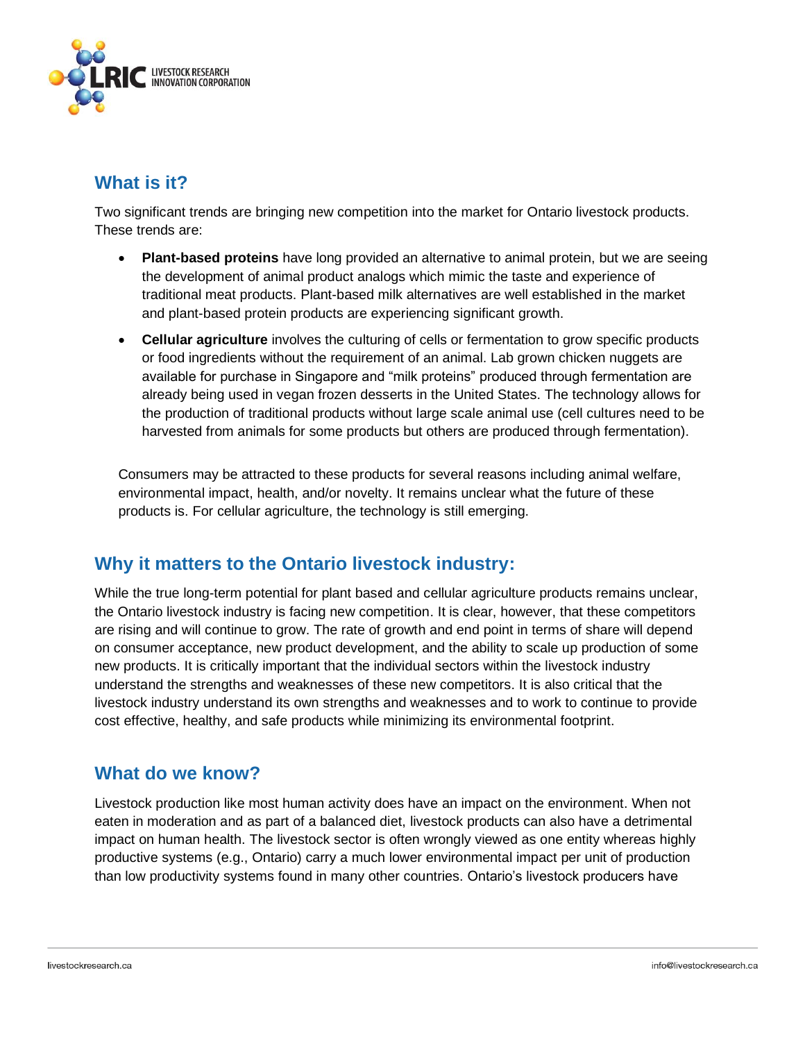## What is it?

Two significant trends are bringing new competition into the market for Ontario livestock products. These trends are:

- **Plant-based proteins** have long provided an alternative to animal protein, but we are seeing the development of animal product analogs which mimic the taste and experience of traditional meat products. Plant-based milk alternatives are well established in the market and plant-based protein products are experiencing significant growth.
- **Cellular agriculture** involves the culturing of cells or fermentation to grow specific products or food ingredients without the requirement of an animal. Lab grown chicken nuggets are available for purchase in Singapore and "milk proteins" produced through fermentation are already being used in vegan frozen desserts in the United States. The technology allows for the production of traditional products without large scale animal use (cell cultures need to be harvested from animals for some products but others are produced through fermentation).

Consumers may be attracted to these products for several reasons including animal welfare, environmental impact, health, and/or novelty. It remains unclear what the future of these products is. For cellular agriculture, the technology is still emerging.

## Why it matters to the Ontario livestock industry:

While the true long-term potential for plant based and cellular agriculture products remains unclear, the Ontario livestock industry is facing new competition. It is clear, however, that these competitors are rising and will continue to grow. The rate of growth and end point in terms of share will depend on consumer acceptance, new product development, and the ability to scale up production of some new products. It is critically important that the individual sectors within the livestock industry understand the strengths and weaknesses of these new competitors. It is also critical that the livestock industry understand its own strengths and weaknesses and to work to continue to provide cost effective, healthy, and safe products while minimizing its environmental footprint.

## What do we know?

Livestock production like most human activity does have an impact on the environment. When not eaten in moderation and as part of a balanced diet, livestock products can also have a detrimental impact on human health. The livestock sector is often wrongly viewed as one entity whereas highly productive systems (e.g., Ontario) carry a much lower environmental impact per unit of production than low productivity systems found in many other countries. Ontario's livestock producers have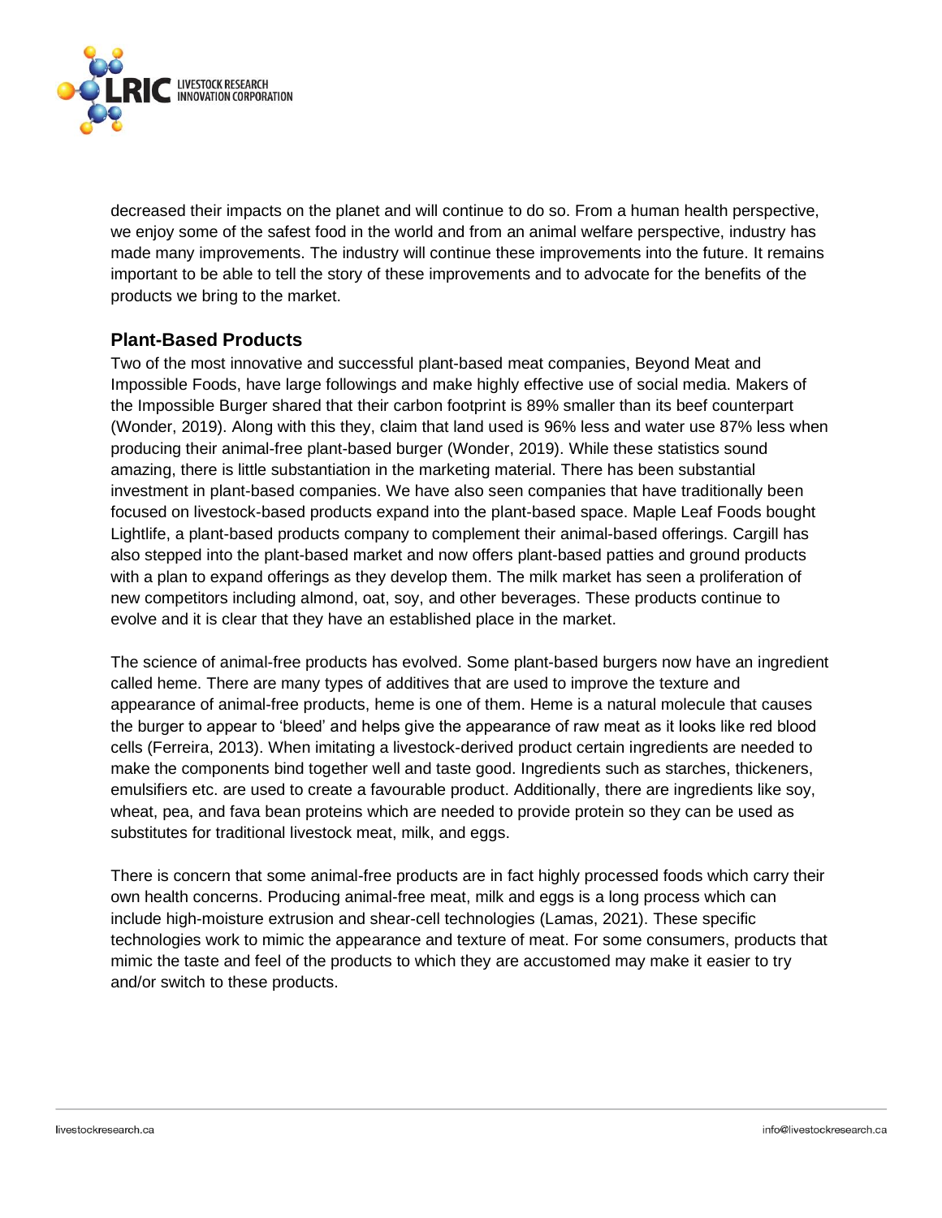decreased their impacts on the planet and will continue to do so. From a human health perspective, we enjoy some of the safest food in the world and from an animal welfare perspective, industry has made many improvements. The industry will continue these improvements into the future. It remains important to be able to tell the story of these improvements and to advocate for the benefits of the products we bring to the market.

## Plant-Based Products

Two of the most innovative and successful plant-based meat companies, Beyond Meat and Impossible Foods, have large followings and make highly effective use of social media. Makers of the Impossible Burger shared that their carbon footprint is 89% smaller than its beef counterpart (Wonder, 2019). Along with this they, claim that land used is 96% less and water use 87% less when producing their animal-free plant-based burger (Wonder, 2019). While these statistics sound amazing, there is little substantiation in the marketing material. There has been substantial investment in plant-based companies. We have also seen companies that have traditionally been focused on livestock-based products expand into the plant-based space. Maple Leaf Foods bought Lightlife, a plant-based products company to complement their animal-based offerings. Cargill has also stepped into the plant-based market and now offers plant-based patties and ground products with a plan to expand offerings as they develop them. The milk market has seen a proliferation of new competitors including almond, oat, soy, and other beverages. These products continue to evolve and it is clear that they have an established place in the market.

The science of animal-free products has evolved. Some plant-based burgers now have an ingredient called heme. There are many types of additives that are used to improve the texture and appearance of animal-free products, heme is one of them. Heme is a natural molecule that causes the burger to appear to 'bleed' and helps give the appearance of raw meat as it looks like red blood cells (Ferreira, 2013). When imitating a livestock-derived product certain ingredients are needed to make the components bind together well and taste good. Ingredients such as starches, thickeners, emulsifiers etc. are used to create a favourable product. Additionally, there are ingredients like soy, wheat, pea, and fava bean proteins which are needed to provide protein so they can be used as substitutes for traditional livestock meat, milk, and eggs.

There is concern that some animal-free products are in fact highly processed foods which carry their own health concerns. Producing animal-free meat, milk and eggs is a long process which can include high-moisture extrusion and shear-cell technologies (Lamas, 2021). These specific technologies work to mimic the appearance and texture of meat. For some consumers, products that mimic the taste and feel of the products to which they are accustomed may make it easier to try and/or switch to these products.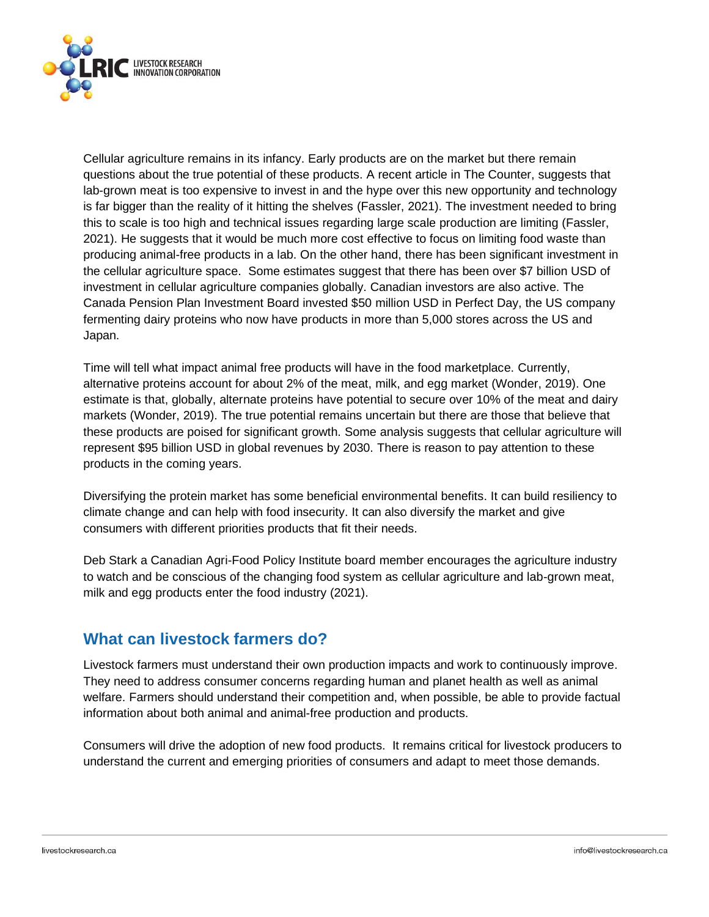Cellular agriculture remains in its infancy. Early products are on the market but there remain questions about the true potential of these products. A recent article in The Counter, suggests that lab-grown meat is too expensive to invest in and the hype over this new opportunity and technology is far bigger than the reality of it hitting the shelves (Fassler, 2021). The investment needed to bring this to scale is too high and technical issues regarding large scale production are limiting (Fassler, 2021). He suggests that it would be much more cost effective to focus on limiting food waste than producing animal-free products in a lab. On the other hand, there has been significant investment in the cellular agriculture space. Some estimates suggest that there has been over $7 billion USD of investment in cellular agriculture companies globally. Canadian investors are also active. The Canada Pension Plan Investment Board invested $50 million USD in Perfect Day, the US company fermenting dairy proteins who now have products in more than 5,000 stores across the US and Japan.

Time will tell what impact animal free products will have in the food marketplace. Currently, alternative proteins account for about 2% of the meat, milk, and egg market (Wonder, 2019). One estimate is that, globally, alternate proteins have potential to secure over 10% of the meat and dairy markets (Wonder, 2019). The true potential remains uncertain but there are those that believe that these products are poised for significant growth. Some analysis suggests that cellular agriculture will represent $95 billion USD in global revenues by 2030. There is reason to pay attention to these products in the coming years.

Diversifying the protein market has some beneficial environmental benefits. It can build resiliency to climate change and can help with food insecurity. It can also diversify the market and give consumers with different priorities products that fit their needs.

Deb Stark a Canadian Agri-Food Policy Institute board member encourages the agriculture industry to watch and be conscious of the changing food system as cellular agriculture and lab-grown meat, milk and egg products enter the food industry (2021).

## What can livestock farmers do?

Livestock farmers must understand their own production impacts and work to continuously improve. They need to address consumer concerns regarding human and planet health as well as animal welfare. Farmers should understand their competition and, when possible, be able to provide factual information about both animal and animal-free production and products.

Consumers will drive the adoption of new food products. It remains critical for livestock producers to understand the current and emerging priorities of consumers and adapt to meet those demands.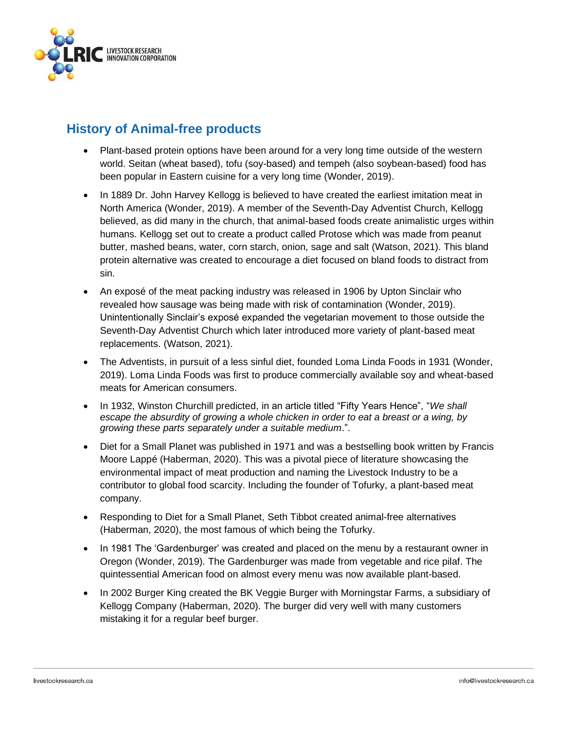## History of Animal-free products

- Plant-based protein options have been around for a very long time outside of the western world. Seitan (wheat based), tofu (soy-based) and tempeh (also soybean-based) food has been popular in Eastern cuisine for a very long time (Wonder, 2019).
- In 1889 Dr. John Harvey Kellogg is believed to have created the earliest imitation meat in North America (Wonder, 2019). A member of the Seventh-Day Adventist Church, Kellogg believed, as did many in the church, that animal-based foods create animalistic urges within humans. Kellogg set out to create a product called Protose which was made from peanut butter, mashed beans, water, corn starch, onion, sage and salt (Watson, 2021). This bland protein alternative was created to encourage a diet focused on bland foods to distract from sin.
- An exposé of the meat packing industry was released in 1906 by Upton Sinclair who revealed how sausage was being made with risk of contamination (Wonder, 2019). Unintentionally Sinclair's exposé expanded the vegetarian movement to those outside the Seventh-Day Adventist Church which later introduced more variety of plant-based meat replacements. (Watson, 2021).
- The Adventists, in pursuit of a less sinful diet, founded Loma Linda Foods in 1931 (Wonder, 2019). Loma Linda Foods was first to produce commercially available soy and wheat-based meats for American consumers.
- In 1932, Winston Churchill predicted, in an article titled "Fifty Years Hence", "*We shall escape the absurdity of growing a whole chicken in order to eat a breast or a wing, by growing these parts separately under a suitable medium*.".
- Diet for a Small Planet was published in 1971 and was a bestselling book written by Francis Moore Lappé (Haberman, 2020). This was a pivotal piece of literature showcasing the environmental impact of meat production and naming the Livestock Industry to be a contributor to global food scarcity. Including the founder of Tofurky, a plant-based meat company.
- Responding to Diet for a Small Planet, Seth Tibbot created animal-free alternatives (Haberman, 2020), the most famous of which being the Tofurky.
- In 1981 The 'Gardenburger' was created and placed on the menu by a restaurant owner in Oregon (Wonder, 2019). The Gardenburger was made from vegetable and rice pilaf. The quintessential American food on almost every menu was now available plant-based.
- In 2002 Burger King created the BK Veggie Burger with Morningstar Farms, a subsidiary of Kellogg Company (Haberman, 2020). The burger did very well with many customers mistaking it for a regular beef burger.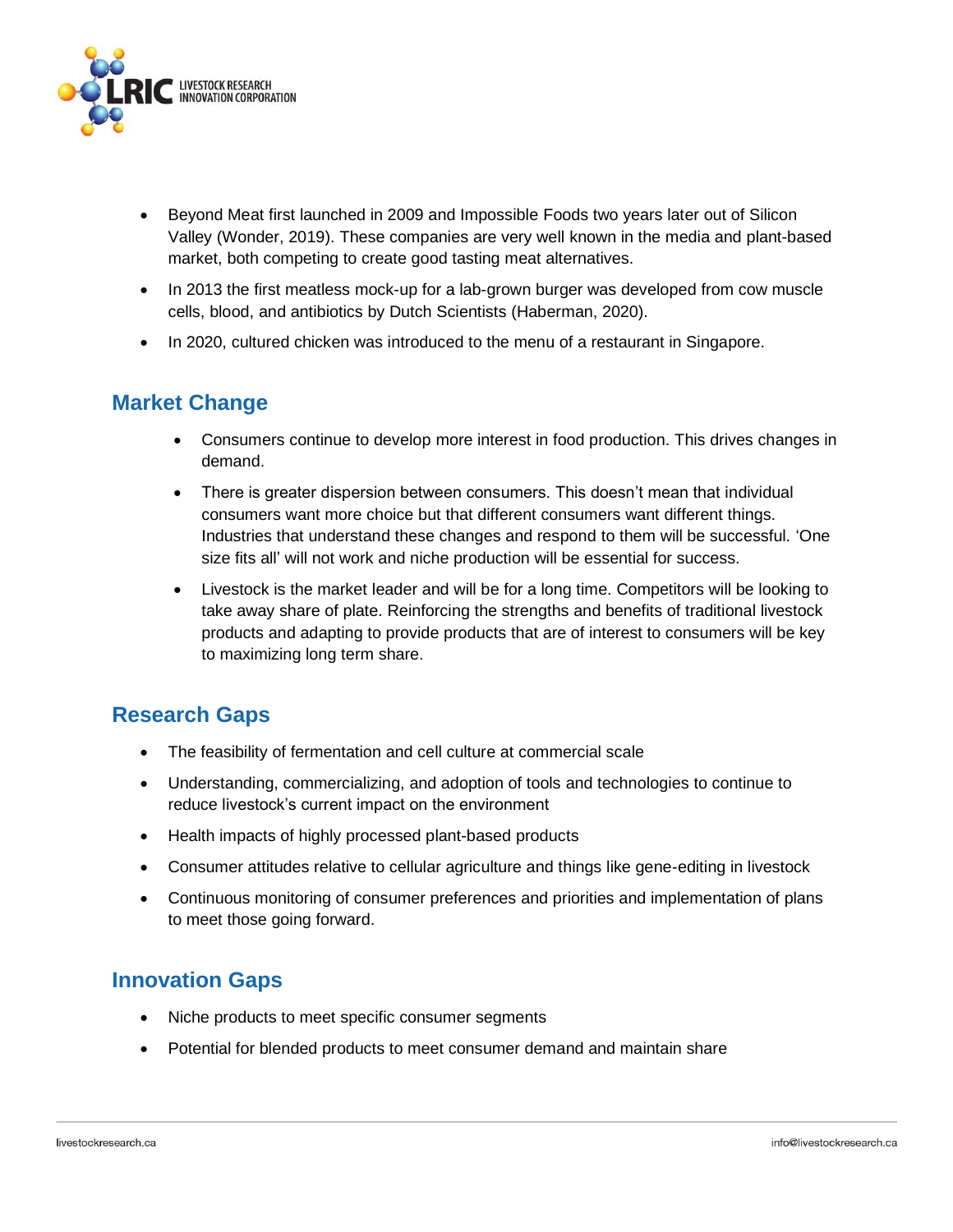- Beyond Meat first launched in 2009 and Impossible Foods two years later out of Silicon Valley (Wonder, 2019). These companies are very well known in the media and plant-based market, both competing to create good tasting meat alternatives.
- In 2013 the first meatless mock-up for a lab-grown burger was developed from cow muscle cells, blood, and antibiotics by Dutch Scientists (Haberman, 2020).
- In 2020, cultured chicken was introduced to the menu of a restaurant in Singapore.

## Market Change

- Consumers continue to develop more interest in food production. This drives changes in demand.
- There is greater dispersion between consumers. This doesn't mean that individual consumers want more choice but that different consumers want different things. Industries that understand these changes and respond to them will be successful. 'One size fits all' will not work and niche production will be essential for success.
- Livestock is the market leader and will be for a long time. Competitors will be looking to take away share of plate. Reinforcing the strengths and benefits of traditional livestock products and adapting to provide products that are of interest to consumers will be key to maximizing long term share.

## Research Gaps

- The feasibility of fermentation and cell culture at commercial scale
- Understanding, commercializing, and adoption of tools and technologies to continue to reduce livestock's current impact on the environment
- Health impacts of highly processed plant-based products
- Consumer attitudes relative to cellular agriculture and things like gene-editing in livestock
- Continuous monitoring of consumer preferences and priorities and implementation of plans to meet those going forward.

## Innovation Gaps

- Niche products to meet specific consumer segments
- Potential for blended products to meet consumer demand and maintain share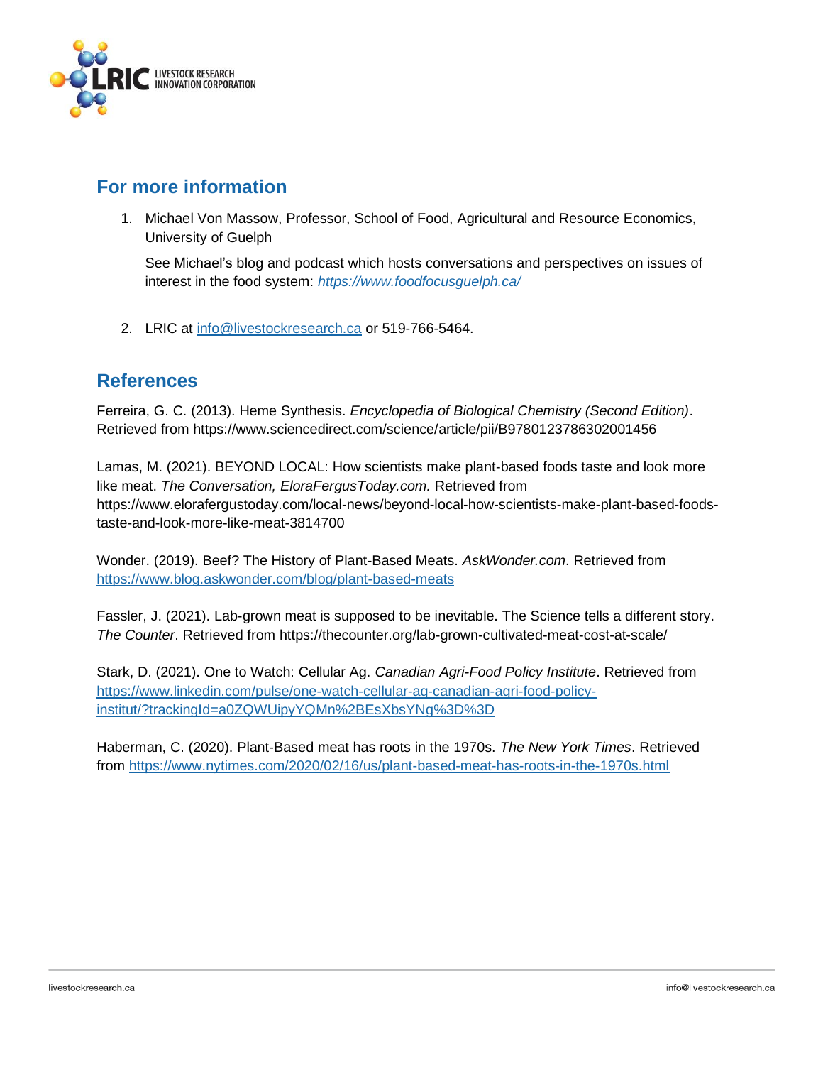## For more information

1. Michael Von Massow, Professor, School of Food, Agricultural and Resource Economics, University of Guelph

   See Michael's blog and podcast which hosts conversations and perspectives on issues of interest in the food system: *https://www.foodfocusguelph.ca/*

2. LRIC at info@livestockresearch.ca or 519-766-5464.

## References

Ferreira, G. C. (2013). Heme Synthesis. *Encyclopedia of Biological Chemistry (Second Edition)*. Retrieved from https://www.sciencedirect.com/science/article/pii/B9780123786302001456

Lamas, M. (2021). BEYOND LOCAL: How scientists make plant-based foods taste and look more like meat. *The Conversation, EloraFergusToday.com.* Retrieved from https://www.elorafergustoday.com/local-news/beyond-local-how-scientists-make-plant-based-foods-taste-and-look-more-like-meat-3814700

Wonder. (2019). Beef? The History of Plant-Based Meats. *AskWonder.com*. Retrieved from https://www.blog.askwonder.com/blog/plant-based-meats

Fassler, J. (2021). Lab-grown meat is supposed to be inevitable. The Science tells a different story. *The Counter*. Retrieved from https://thecounter.org/lab-grown-cultivated-meat-cost-at-scale/

Stark, D. (2021). One to Watch: Cellular Ag. *Canadian Agri-Food Policy Institute*. Retrieved from https://www.linkedin.com/pulse/one-watch-cellular-ag-canadian-agri-food-policy-institut/?trackingId=a0ZQWUipyYQMn%2BEsXbsYNg%3D%3D

Haberman, C. (2020). Plant-Based meat has roots in the 1970s. *The New York Times*. Retrieved from https://www.nytimes.com/2020/02/16/us/plant-based-meat-has-roots-in-the-1970s.html